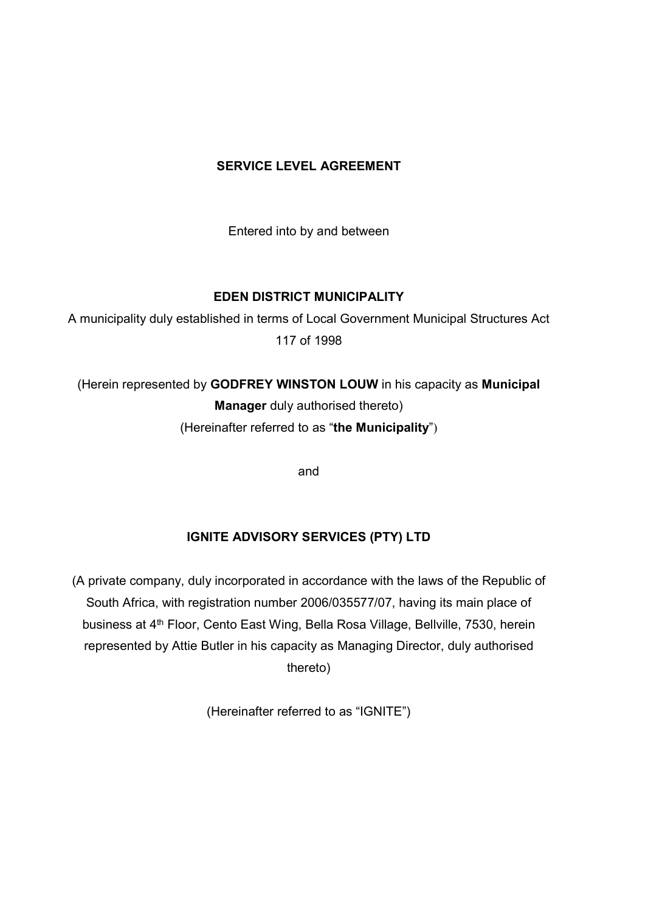**SERVICE LEVEL AGREEMENT**

Entered into by and between

**EDEN DISTRICT MUNICIPALITY**

A municipality duly established in terms of Local Government Municipal Structures Act 117 of 1998

(Herein represented by **GODFREY WINSTON LOUW** in his capacity as **Municipal Manager** duly authorised thereto)
(Hereinafter referred to as "**the Municipality**")

and

**IGNITE ADVISORY SERVICES (PTY) LTD**

(A private company, duly incorporated in accordance with the laws of the Republic of South Africa, with registration number 2006/035577/07, having its main place of business at 4th Floor, Cento East Wing, Bella Rosa Village, Bellville, 7530, herein represented by Attie Butler in his capacity as Managing Director, duly authorised thereto)

(Hereinafter referred to as "IGNITE")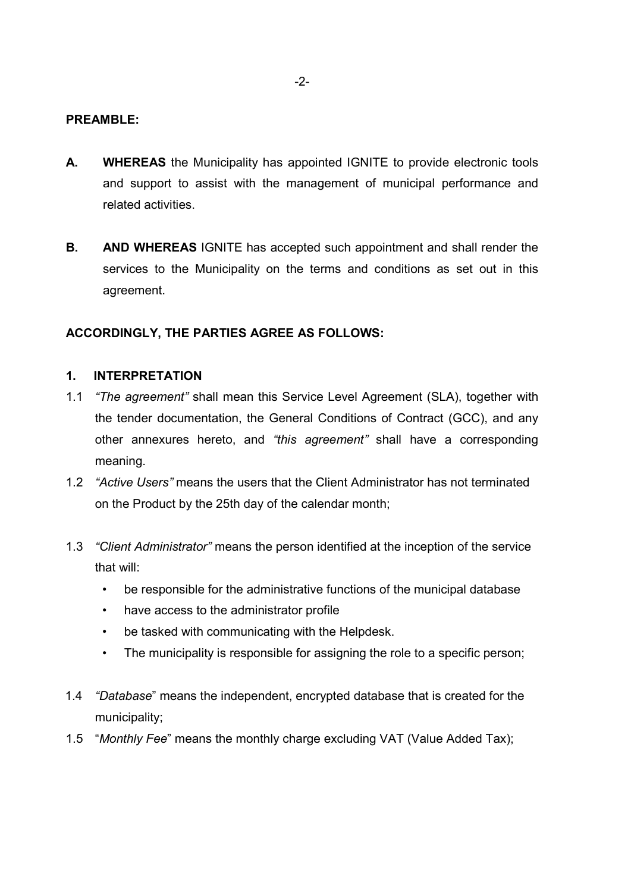**PREAMBLE:**

**A.** **WHEREAS** the Municipality has appointed IGNITE to provide electronic tools and support to assist with the management of municipal performance and related activities.

**B.** **AND WHEREAS** IGNITE has accepted such appointment and shall render the services to the Municipality on the terms and conditions as set out in this agreement.

**ACCORDINGLY, THE PARTIES AGREE AS FOLLOWS:**

**1. INTERPRETATION**

1.1 *"The agreement"* shall mean this Service Level Agreement (SLA), together with the tender documentation, the General Conditions of Contract (GCC), and any other annexures hereto, and *"this agreement"* shall have a corresponding meaning.

1.2 *"Active Users"* means the users that the Client Administrator has not terminated on the Product by the 25th day of the calendar month;

1.3 *"Client Administrator"* means the person identified at the inception of the service that will:

- be responsible for the administrative functions of the municipal database
- have access to the administrator profile
- be tasked with communicating with the Helpdesk.
- The municipality is responsible for assigning the role to a specific person;

1.4 *"Database*" means the independent, encrypted database that is created for the municipality;

1.5 "*Monthly Fee*" means the monthly charge excluding VAT (Value Added Tax);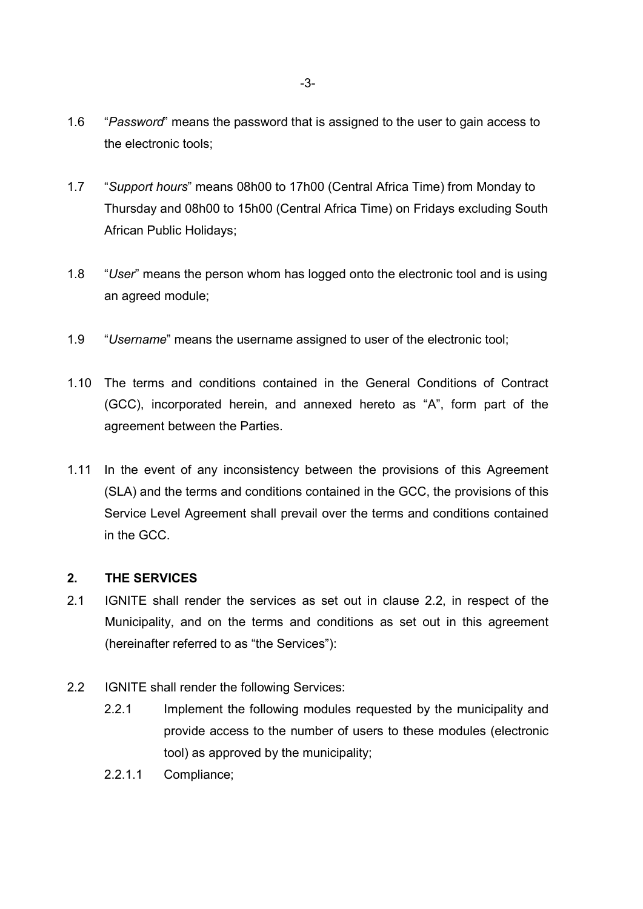1.6 "*Password*" means the password that is assigned to the user to gain access to the electronic tools;

1.7 "*Support hours*" means 08h00 to 17h00 (Central Africa Time) from Monday to Thursday and 08h00 to 15h00 (Central Africa Time) on Fridays excluding South African Public Holidays;

1.8 "*User*" means the person whom has logged onto the electronic tool and is using an agreed module;

1.9 "*Username*" means the username assigned to user of the electronic tool;

1.10 The terms and conditions contained in the General Conditions of Contract (GCC), incorporated herein, and annexed hereto as "A", form part of the agreement between the Parties.

1.11 In the event of any inconsistency between the provisions of this Agreement (SLA) and the terms and conditions contained in the GCC, the provisions of this Service Level Agreement shall prevail over the terms and conditions contained in the GCC.

## 2. THE SERVICES

2.1 IGNITE shall render the services as set out in clause 2.2, in respect of the Municipality, and on the terms and conditions as set out in this agreement (hereinafter referred to as "the Services"):

2.2 IGNITE shall render the following Services:

2.2.1 Implement the following modules requested by the municipality and provide access to the number of users to these modules (electronic tool) as approved by the municipality;

2.2.1.1 Compliance;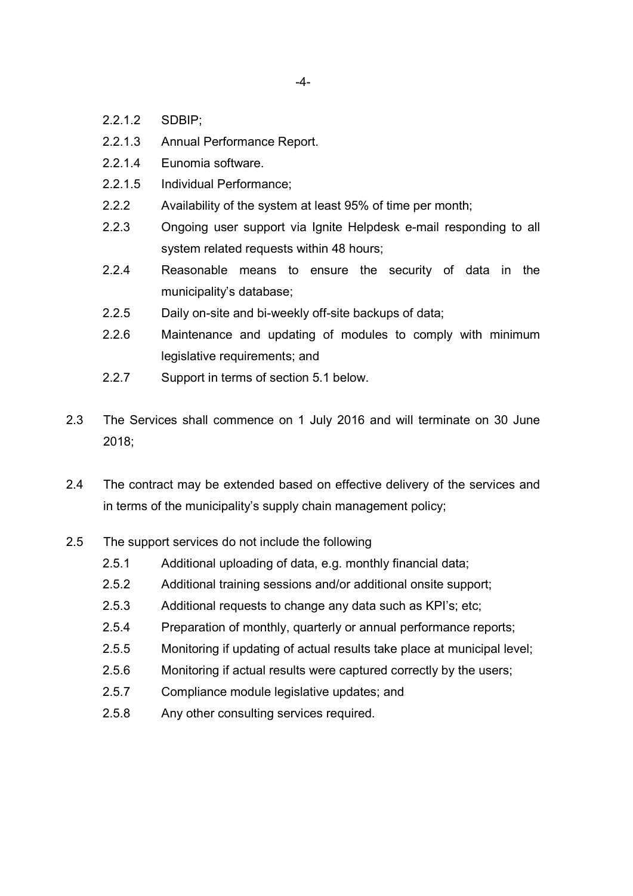2.2.1.2 SDBIP;

2.2.1.3 Annual Performance Report.

2.2.1.4 Eunomia software.

2.2.1.5 Individual Performance;

2.2.2 Availability of the system at least 95% of time per month;

2.2.3 Ongoing user support via Ignite Helpdesk e-mail responding to all system related requests within 48 hours;

2.2.4 Reasonable means to ensure the security of data in the municipality's database;

2.2.5 Daily on-site and bi-weekly off-site backups of data;

2.2.6 Maintenance and updating of modules to comply with minimum legislative requirements; and

2.2.7 Support in terms of section 5.1 below.

2.3 The Services shall commence on 1 July 2016 and will terminate on 30 June 2018;

2.4 The contract may be extended based on effective delivery of the services and in terms of the municipality's supply chain management policy;

2.5 The support services do not include the following

2.5.1 Additional uploading of data, e.g. monthly financial data;

2.5.2 Additional training sessions and/or additional onsite support;

2.5.3 Additional requests to change any data such as KPI's; etc;

2.5.4 Preparation of monthly, quarterly or annual performance reports;

2.5.5 Monitoring if updating of actual results take place at municipal level;

2.5.6 Monitoring if actual results were captured correctly by the users;

2.5.7 Compliance module legislative updates; and

2.5.8 Any other consulting services required.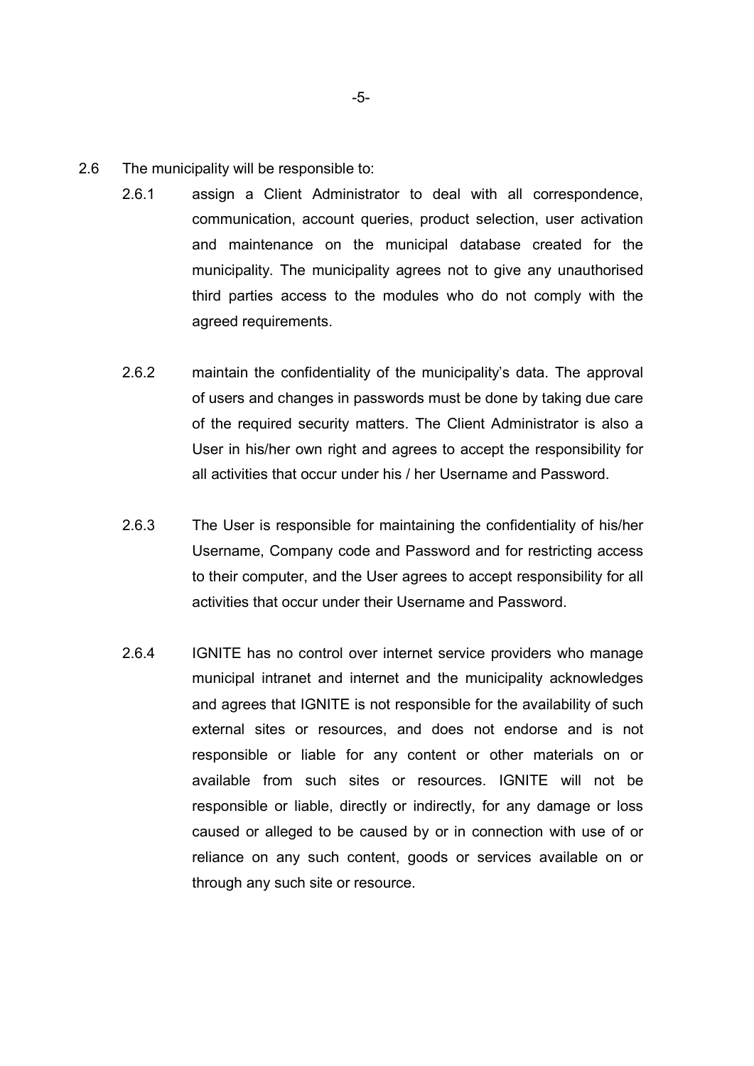2.6 The municipality will be responsible to:

2.6.1 assign a Client Administrator to deal with all correspondence, communication, account queries, product selection, user activation and maintenance on the municipal database created for the municipality. The municipality agrees not to give any unauthorised third parties access to the modules who do not comply with the agreed requirements.

2.6.2 maintain the confidentiality of the municipality's data. The approval of users and changes in passwords must be done by taking due care of the required security matters. The Client Administrator is also a User in his/her own right and agrees to accept the responsibility for all activities that occur under his / her Username and Password.

2.6.3 The User is responsible for maintaining the confidentiality of his/her Username, Company code and Password and for restricting access to their computer, and the User agrees to accept responsibility for all activities that occur under their Username and Password.

2.6.4 IGNITE has no control over internet service providers who manage municipal intranet and internet and the municipality acknowledges and agrees that IGNITE is not responsible for the availability of such external sites or resources, and does not endorse and is not responsible or liable for any content or other materials on or available from such sites or resources. IGNITE will not be responsible or liable, directly or indirectly, for any damage or loss caused or alleged to be caused by or in connection with use of or reliance on any such content, goods or services available on or through any such site or resource.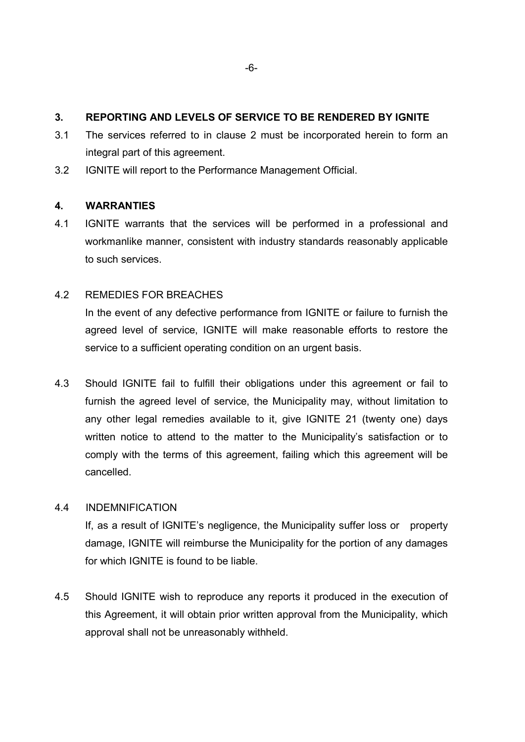## 3. REPORTING AND LEVELS OF SERVICE TO BE RENDERED BY IGNITE

3.1 The services referred to in clause 2 must be incorporated herein to form an integral part of this agreement.

3.2 IGNITE will report to the Performance Management Official.

## 4. WARRANTIES

4.1 IGNITE warrants that the services will be performed in a professional and workmanlike manner, consistent with industry standards reasonably applicable to such services.

4.2 REMEDIES FOR BREACHES

In the event of any defective performance from IGNITE or failure to furnish the agreed level of service, IGNITE will make reasonable efforts to restore the service to a sufficient operating condition on an urgent basis.

4.3 Should IGNITE fail to fulfill their obligations under this agreement or fail to furnish the agreed level of service, the Municipality may, without limitation to any other legal remedies available to it, give IGNITE 21 (twenty one) days written notice to attend to the matter to the Municipality's satisfaction or to comply with the terms of this agreement, failing which this agreement will be cancelled.

4.4 INDEMNIFICATION

If, as a result of IGNITE's negligence, the Municipality suffer loss or property damage, IGNITE will reimburse the Municipality for the portion of any damages for which IGNITE is found to be liable.

4.5 Should IGNITE wish to reproduce any reports it produced in the execution of this Agreement, it will obtain prior written approval from the Municipality, which approval shall not be unreasonably withheld.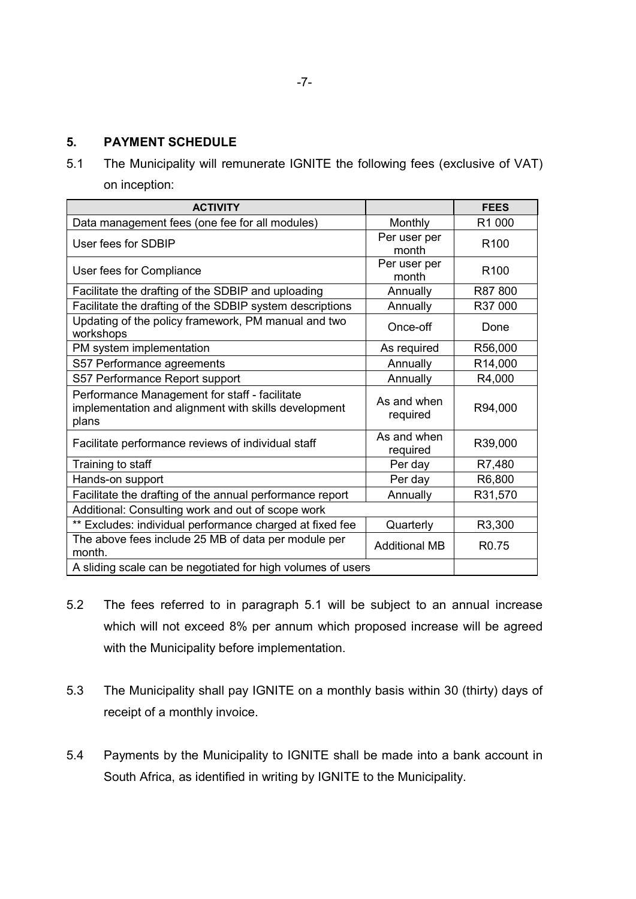## 5. PAYMENT SCHEDULE

5.1 The Municipality will remunerate IGNITE the following fees (exclusive of VAT) on inception:

| ACTIVITY | | FEES |
|---|---|---|
| Data management fees (one fee for all modules) | Monthly | R1 000 |
| User fees for SDBIP | Per user per month | R100 |
| User fees for Compliance | Per user per month | R100 |
| Facilitate the drafting of the SDBIP and uploading | Annually | R87 800 |
| Facilitate the drafting of the SDBIP system descriptions | Annually | R37 000 |
| Updating of the policy framework, PM manual and two workshops | Once-off | Done |
| PM system implementation | As required | R56,000 |
| S57 Performance agreements | Annually | R14,000 |
| S57 Performance Report support | Annually | R4,000 |
| Performance Management for staff - facilitate implementation and alignment with skills development plans | As and when required | R94,000 |
| Facilitate performance reviews of individual staff | As and when required | R39,000 |
| Training to staff | Per day | R7,480 |
| Hands-on support | Per day | R6,800 |
| Facilitate the drafting of the annual performance report | Annually | R31,570 |
| Additional: Consulting work and out of scope work | | |
| ** Excludes: individual performance charged at fixed fee | Quarterly | R3,300 |
| The above fees include 25 MB of data per module per month. | Additional MB | R0.75 |
| A sliding scale can be negotiated for high volumes of users | | |

5.2 The fees referred to in paragraph 5.1 will be subject to an annual increase which will not exceed 8% per annum which proposed increase will be agreed with the Municipality before implementation.

5.3 The Municipality shall pay IGNITE on a monthly basis within 30 (thirty) days of receipt of a monthly invoice.

5.4 Payments by the Municipality to IGNITE shall be made into a bank account in South Africa, as identified in writing by IGNITE to the Municipality.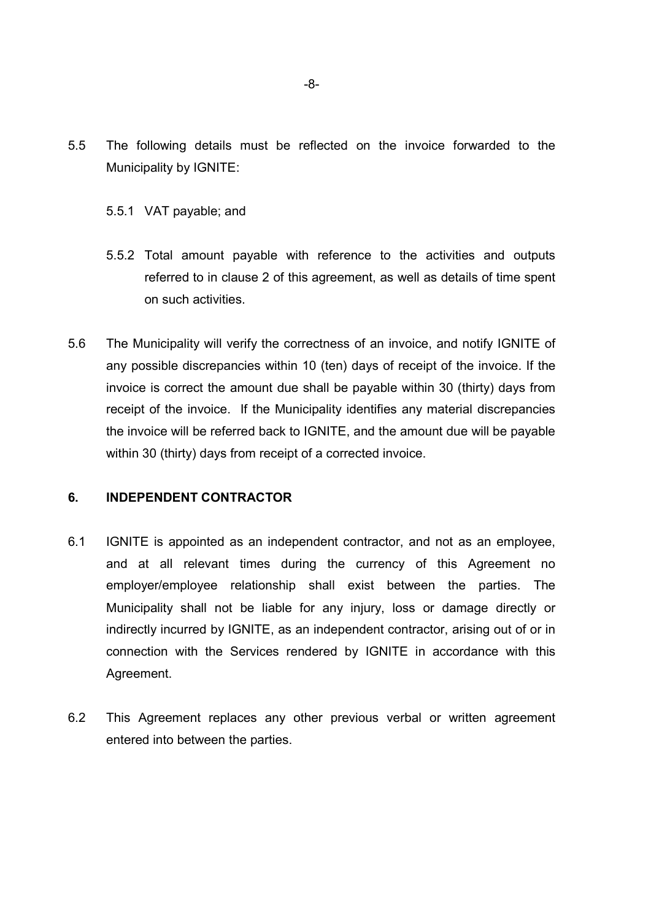5.5 The following details must be reflected on the invoice forwarded to the Municipality by IGNITE:

5.5.1 VAT payable; and

5.5.2 Total amount payable with reference to the activities and outputs referred to in clause 2 of this agreement, as well as details of time spent on such activities.

5.6 The Municipality will verify the correctness of an invoice, and notify IGNITE of any possible discrepancies within 10 (ten) days of receipt of the invoice. If the invoice is correct the amount due shall be payable within 30 (thirty) days from receipt of the invoice. If the Municipality identifies any material discrepancies the invoice will be referred back to IGNITE, and the amount due will be payable within 30 (thirty) days from receipt of a corrected invoice.

## 6. INDEPENDENT CONTRACTOR

6.1 IGNITE is appointed as an independent contractor, and not as an employee, and at all relevant times during the currency of this Agreement no employer/employee relationship shall exist between the parties. The Municipality shall not be liable for any injury, loss or damage directly or indirectly incurred by IGNITE, as an independent contractor, arising out of or in connection with the Services rendered by IGNITE in accordance with this Agreement.

6.2 This Agreement replaces any other previous verbal or written agreement entered into between the parties.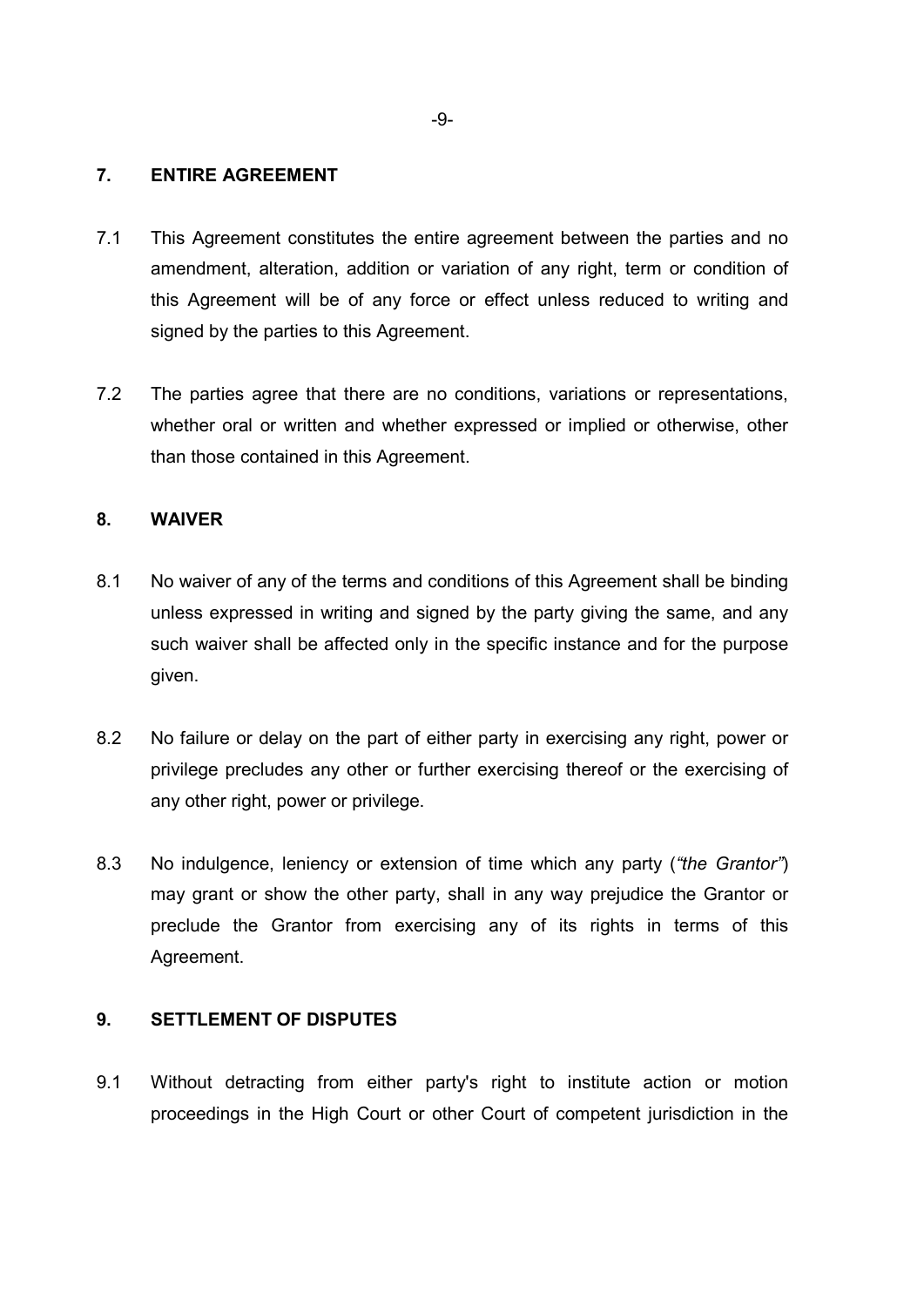## 7. ENTIRE AGREEMENT

7.1 This Agreement constitutes the entire agreement between the parties and no amendment, alteration, addition or variation of any right, term or condition of this Agreement will be of any force or effect unless reduced to writing and signed by the parties to this Agreement.

7.2 The parties agree that there are no conditions, variations or representations, whether oral or written and whether expressed or implied or otherwise, other than those contained in this Agreement.

## 8. WAIVER

8.1 No waiver of any of the terms and conditions of this Agreement shall be binding unless expressed in writing and signed by the party giving the same, and any such waiver shall be affected only in the specific instance and for the purpose given.

8.2 No failure or delay on the part of either party in exercising any right, power or privilege precludes any other or further exercising thereof or the exercising of any other right, power or privilege.

8.3 No indulgence, leniency or extension of time which any party (*"the Grantor"*) may grant or show the other party, shall in any way prejudice the Grantor or preclude the Grantor from exercising any of its rights in terms of this Agreement.

## 9. SETTLEMENT OF DISPUTES

9.1 Without detracting from either party's right to institute action or motion proceedings in the High Court or other Court of competent jurisdiction in the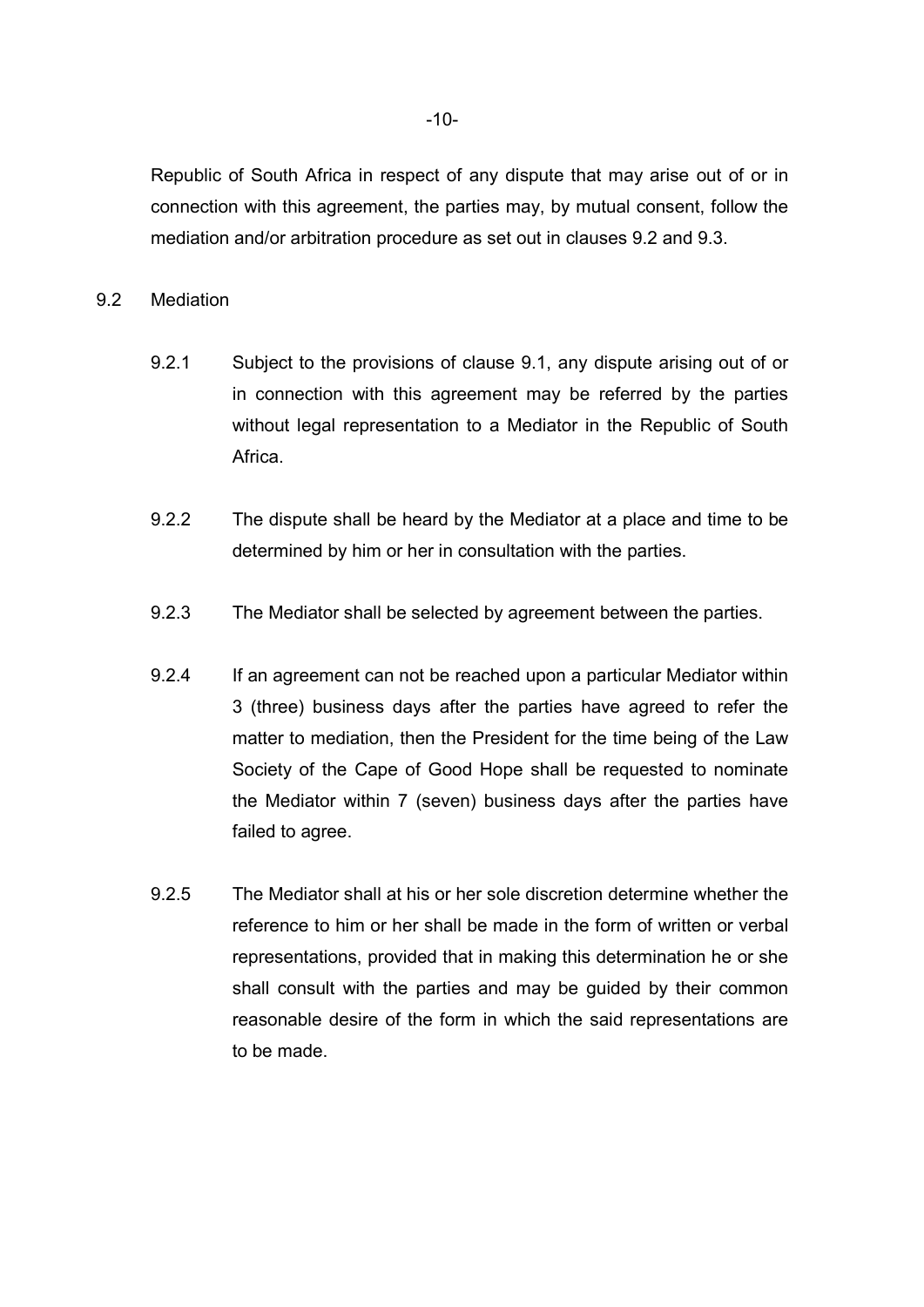Republic of South Africa in respect of any dispute that may arise out of or in connection with this agreement, the parties may, by mutual consent, follow the mediation and/or arbitration procedure as set out in clauses 9.2 and 9.3.

9.2 Mediation

9.2.1 Subject to the provisions of clause 9.1, any dispute arising out of or in connection with this agreement may be referred by the parties without legal representation to a Mediator in the Republic of South Africa.

9.2.2 The dispute shall be heard by the Mediator at a place and time to be determined by him or her in consultation with the parties.

9.2.3 The Mediator shall be selected by agreement between the parties.

9.2.4 If an agreement can not be reached upon a particular Mediator within 3 (three) business days after the parties have agreed to refer the matter to mediation, then the President for the time being of the Law Society of the Cape of Good Hope shall be requested to nominate the Mediator within 7 (seven) business days after the parties have failed to agree.

9.2.5 The Mediator shall at his or her sole discretion determine whether the reference to him or her shall be made in the form of written or verbal representations, provided that in making this determination he or she shall consult with the parties and may be guided by their common reasonable desire of the form in which the said representations are to be made.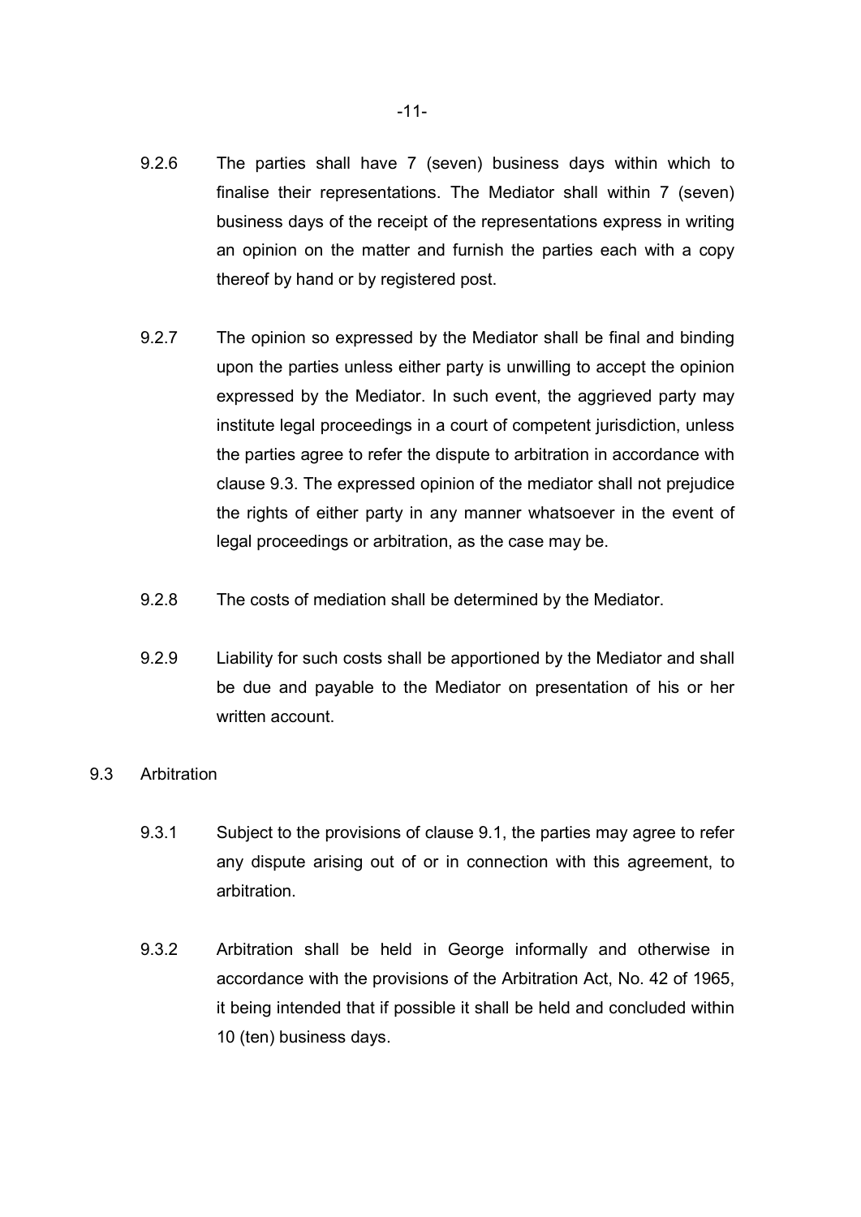9.2.6 The parties shall have 7 (seven) business days within which to finalise their representations. The Mediator shall within 7 (seven) business days of the receipt of the representations express in writing an opinion on the matter and furnish the parties each with a copy thereof by hand or by registered post.

9.2.7 The opinion so expressed by the Mediator shall be final and binding upon the parties unless either party is unwilling to accept the opinion expressed by the Mediator. In such event, the aggrieved party may institute legal proceedings in a court of competent jurisdiction, unless the parties agree to refer the dispute to arbitration in accordance with clause 9.3. The expressed opinion of the mediator shall not prejudice the rights of either party in any manner whatsoever in the event of legal proceedings or arbitration, as the case may be.

9.2.8 The costs of mediation shall be determined by the Mediator.

9.2.9 Liability for such costs shall be apportioned by the Mediator and shall be due and payable to the Mediator on presentation of his or her written account.

9.3 Arbitration

9.3.1 Subject to the provisions of clause 9.1, the parties may agree to refer any dispute arising out of or in connection with this agreement, to arbitration.

9.3.2 Arbitration shall be held in George informally and otherwise in accordance with the provisions of the Arbitration Act, No. 42 of 1965, it being intended that if possible it shall be held and concluded within 10 (ten) business days.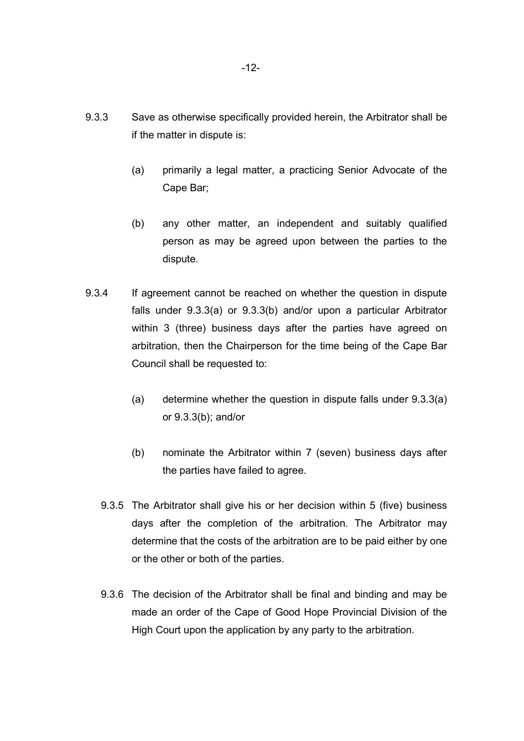9.3.3 Save as otherwise specifically provided herein, the Arbitrator shall be if the matter in dispute is:

(a) primarily a legal matter, a practicing Senior Advocate of the Cape Bar;

(b) any other matter, an independent and suitably qualified person as may be agreed upon between the parties to the dispute.

9.3.4 If agreement cannot be reached on whether the question in dispute falls under 9.3.3(a) or 9.3.3(b) and/or upon a particular Arbitrator within 3 (three) business days after the parties have agreed on arbitration, then the Chairperson for the time being of the Cape Bar Council shall be requested to:

(a) determine whether the question in dispute falls under 9.3.3(a) or 9.3.3(b); and/or

(b) nominate the Arbitrator within 7 (seven) business days after the parties have failed to agree.

9.3.5 The Arbitrator shall give his or her decision within 5 (five) business days after the completion of the arbitration. The Arbitrator may determine that the costs of the arbitration are to be paid either by one or the other or both of the parties.

9.3.6 The decision of the Arbitrator shall be final and binding and may be made an order of the Cape of Good Hope Provincial Division of the High Court upon the application by any party to the arbitration.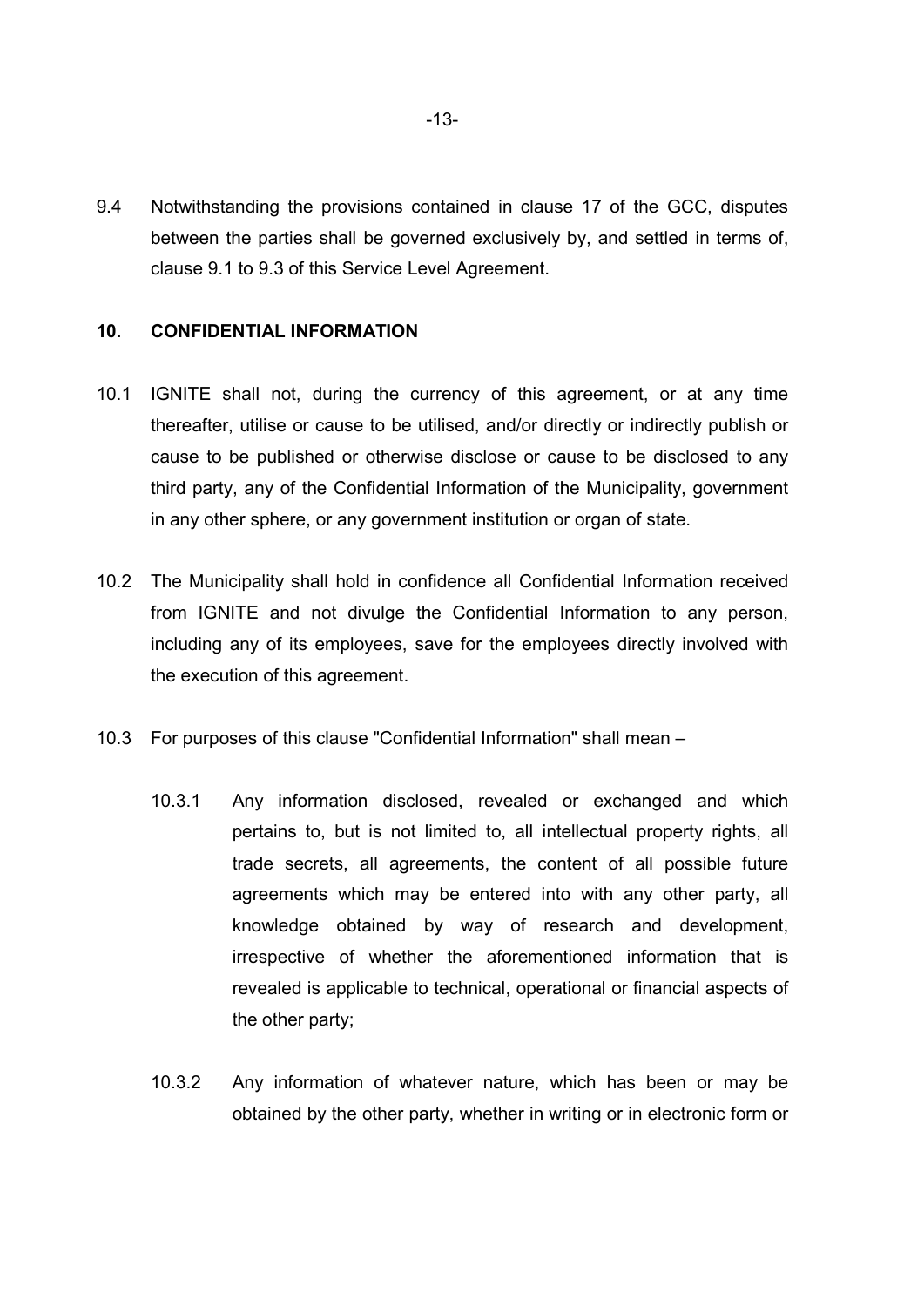9.4 Notwithstanding the provisions contained in clause 17 of the GCC, disputes between the parties shall be governed exclusively by, and settled in terms of, clause 9.1 to 9.3 of this Service Level Agreement.

## 10. CONFIDENTIAL INFORMATION

10.1 IGNITE shall not, during the currency of this agreement, or at any time thereafter, utilise or cause to be utilised, and/or directly or indirectly publish or cause to be published or otherwise disclose or cause to be disclosed to any third party, any of the Confidential Information of the Municipality, government in any other sphere, or any government institution or organ of state.

10.2 The Municipality shall hold in confidence all Confidential Information received from IGNITE and not divulge the Confidential Information to any person, including any of its employees, save for the employees directly involved with the execution of this agreement.

10.3 For purposes of this clause "Confidential Information" shall mean –

10.3.1 Any information disclosed, revealed or exchanged and which pertains to, but is not limited to, all intellectual property rights, all trade secrets, all agreements, the content of all possible future agreements which may be entered into with any other party, all knowledge obtained by way of research and development, irrespective of whether the aforementioned information that is revealed is applicable to technical, operational or financial aspects of the other party;

10.3.2 Any information of whatever nature, which has been or may be obtained by the other party, whether in writing or in electronic form or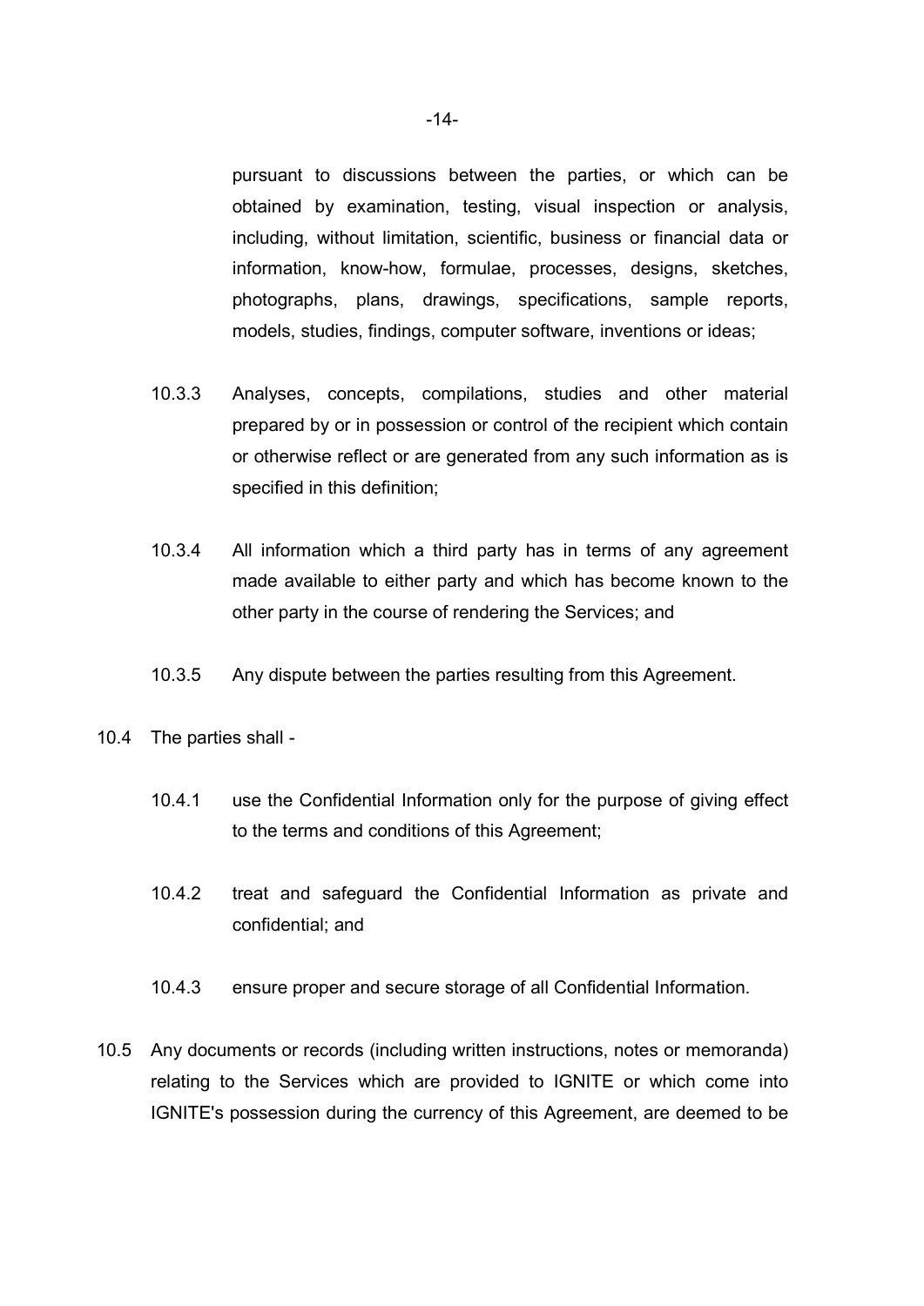pursuant to discussions between the parties, or which can be obtained by examination, testing, visual inspection or analysis, including, without limitation, scientific, business or financial data or information, know-how, formulae, processes, designs, sketches, photographs, plans, drawings, specifications, sample reports, models, studies, findings, computer software, inventions or ideas;

10.3.3 Analyses, concepts, compilations, studies and other material prepared by or in possession or control of the recipient which contain or otherwise reflect or are generated from any such information as is specified in this definition;

10.3.4 All information which a third party has in terms of any agreement made available to either party and which has become known to the other party in the course of rendering the Services; and

10.3.5 Any dispute between the parties resulting from this Agreement.

10.4 The parties shall -

10.4.1 use the Confidential Information only for the purpose of giving effect to the terms and conditions of this Agreement;

10.4.2 treat and safeguard the Confidential Information as private and confidential; and

10.4.3 ensure proper and secure storage of all Confidential Information.

10.5 Any documents or records (including written instructions, notes or memoranda) relating to the Services which are provided to IGNITE or which come into IGNITE's possession during the currency of this Agreement, are deemed to be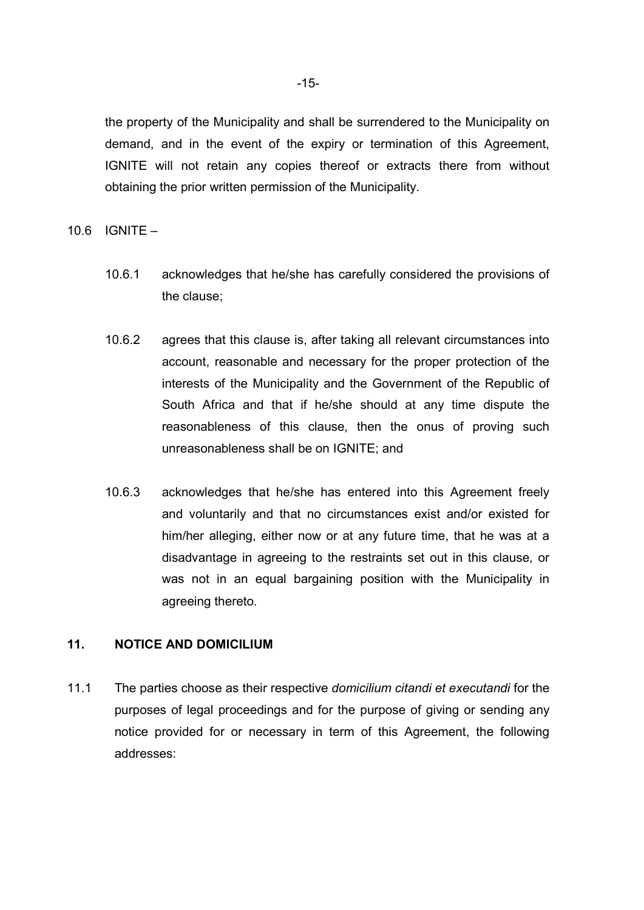the property of the Municipality and shall be surrendered to the Municipality on demand, and in the event of the expiry or termination of this Agreement, IGNITE will not retain any copies thereof or extracts there from without obtaining the prior written permission of the Municipality.

10.6 IGNITE –

10.6.1 acknowledges that he/she has carefully considered the provisions of the clause;

10.6.2 agrees that this clause is, after taking all relevant circumstances into account, reasonable and necessary for the proper protection of the interests of the Municipality and the Government of the Republic of South Africa and that if he/she should at any time dispute the reasonableness of this clause, then the onus of proving such unreasonableness shall be on IGNITE; and

10.6.3 acknowledges that he/she has entered into this Agreement freely and voluntarily and that no circumstances exist and/or existed for him/her alleging, either now or at any future time, that he was at a disadvantage in agreeing to the restraints set out in this clause, or was not in an equal bargaining position with the Municipality in agreeing thereto.

## 11. NOTICE AND DOMICILIUM

11.1 The parties choose as their respective *domicilium citandi et executandi* for the purposes of legal proceedings and for the purpose of giving or sending any notice provided for or necessary in term of this Agreement, the following addresses: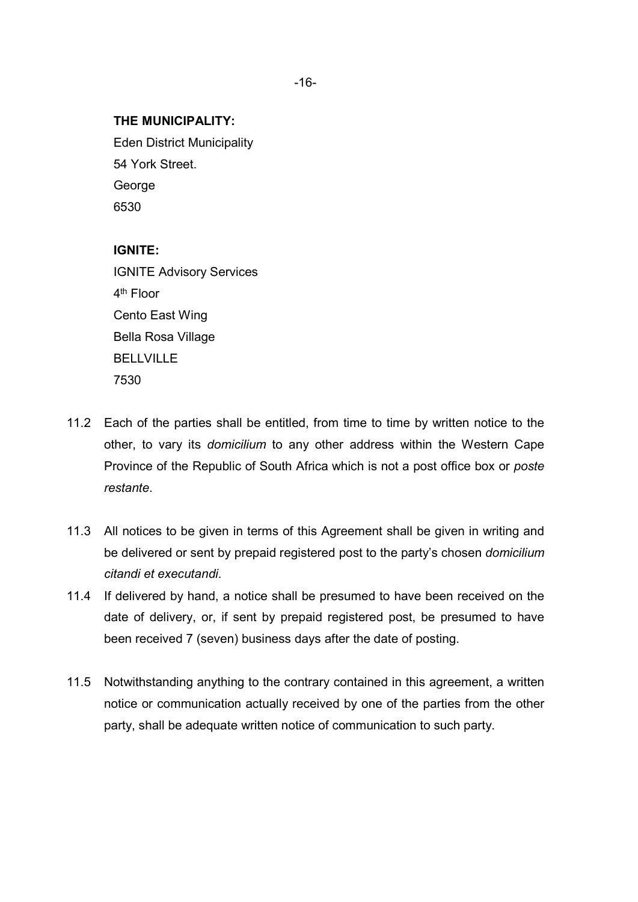**THE MUNICIPALITY:**

Eden District Municipality
54 York Street.
George
6530

**IGNITE:**

IGNITE Advisory Services
4th Floor
Cento East Wing
Bella Rosa Village
BELLVILLE
7530

11.2 Each of the parties shall be entitled, from time to time by written notice to the other, to vary its *domicilium* to any other address within the Western Cape Province of the Republic of South Africa which is not a post office box or *poste restante*.

11.3 All notices to be given in terms of this Agreement shall be given in writing and be delivered or sent by prepaid registered post to the party's chosen *domicilium citandi et executandi.*

11.4 If delivered by hand, a notice shall be presumed to have been received on the date of delivery, or, if sent by prepaid registered post, be presumed to have been received 7 (seven) business days after the date of posting.

11.5 Notwithstanding anything to the contrary contained in this agreement, a written notice or communication actually received by one of the parties from the other party, shall be adequate written notice of communication to such party.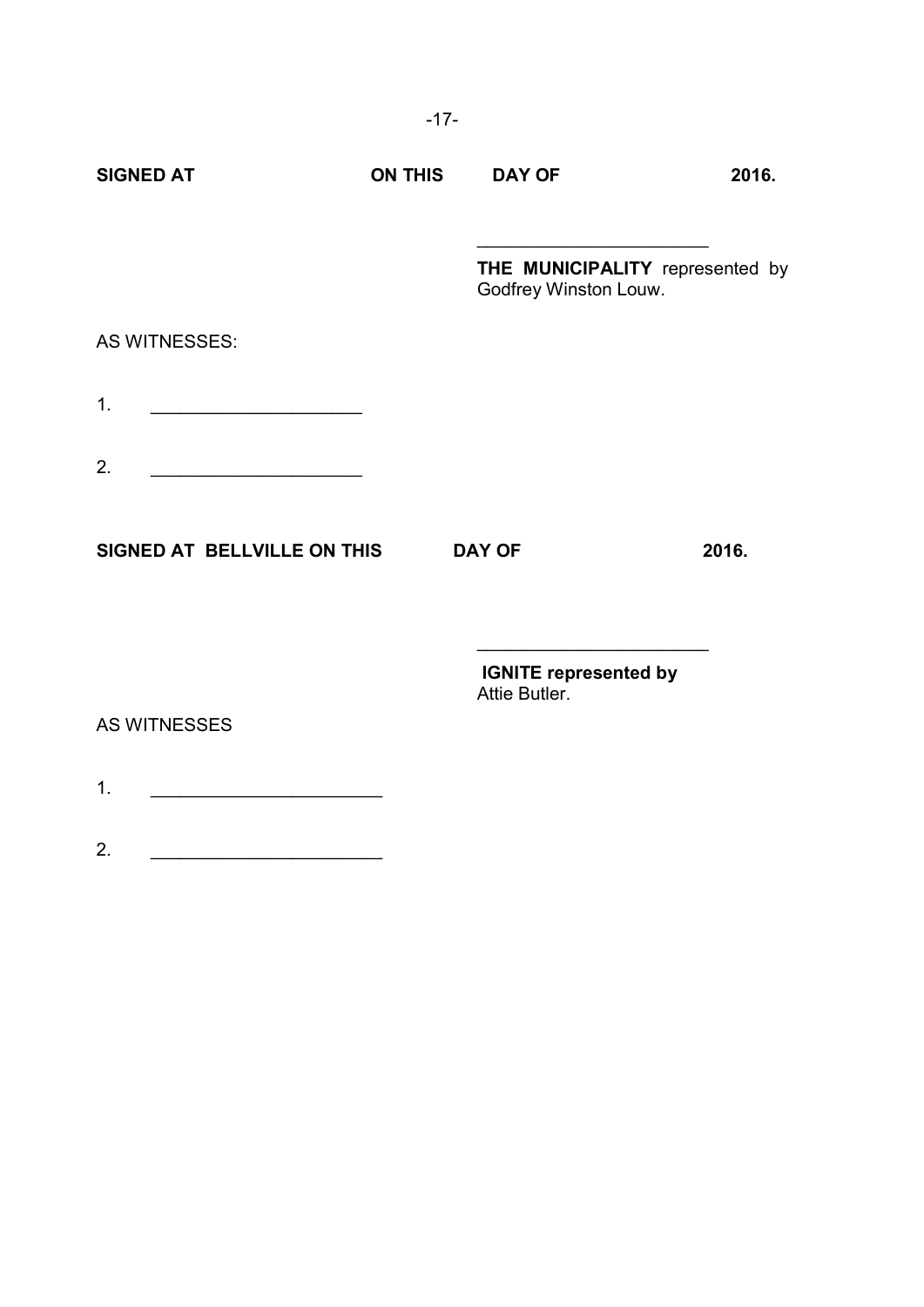**SIGNED AT ON THIS DAY OF 2016.**

\_\_\_\_\_\_\_\_\_\_\_\_\_\_\_\_\_\_\_\_\_\_\_

**THE MUNICIPALITY** represented by Godfrey Winston Louw.

AS WITNESSES:

1. \_\_\_\_\_\_\_\_\_\_\_\_\_\_\_\_\_\_\_\_\_

2. \_\_\_\_\_\_\_\_\_\_\_\_\_\_\_\_\_\_\_\_\_

**SIGNED AT BELLVILLE ON THIS DAY OF 2016.**

\_\_\_\_\_\_\_\_\_\_\_\_\_\_\_\_\_\_\_\_\_\_\_

**IGNITE represented by**
Attie Butler.

AS WITNESSES

1. \_\_\_\_\_\_\_\_\_\_\_\_\_\_\_\_\_\_\_\_\_\_\_

2. \_\_\_\_\_\_\_\_\_\_\_\_\_\_\_\_\_\_\_\_\_\_\_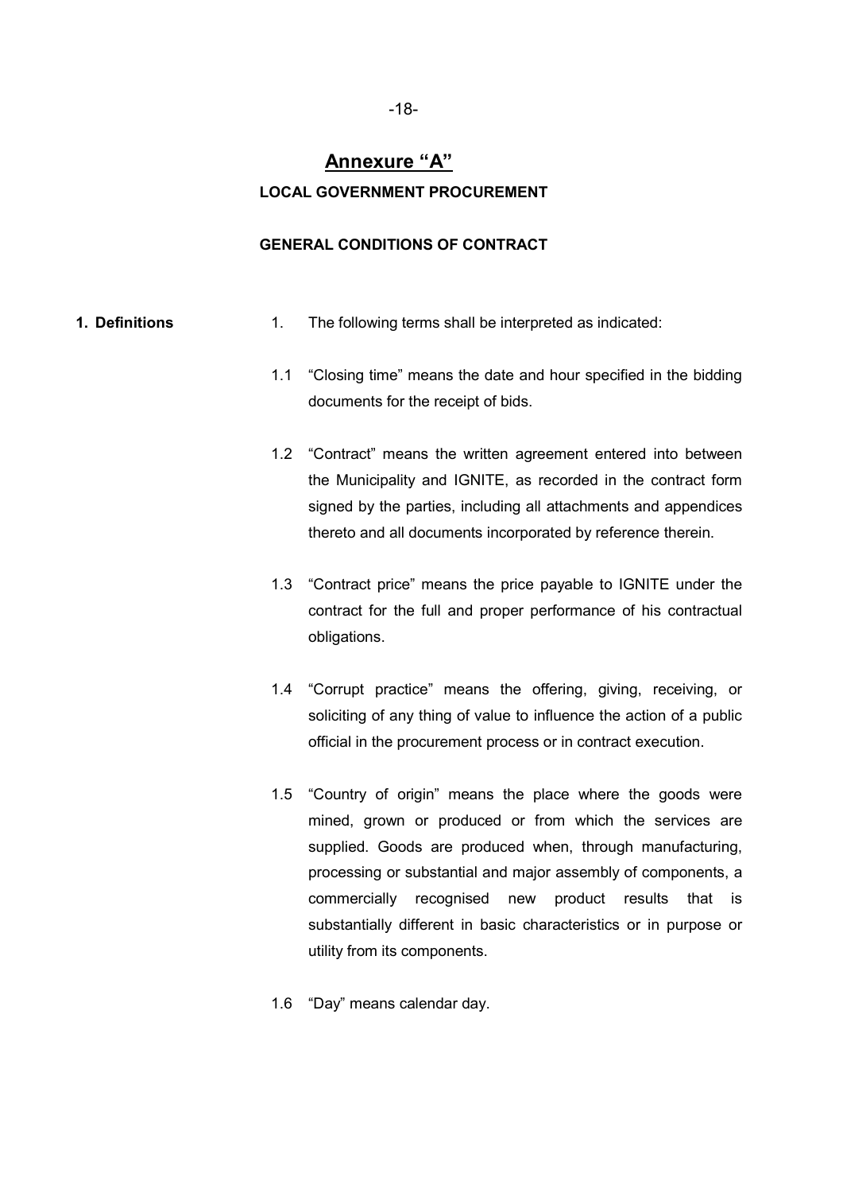## Annexure "A"

### LOCAL GOVERNMENT PROCUREMENT

### GENERAL CONDITIONS OF CONTRACT

**1. Definitions**

1. The following terms shall be interpreted as indicated:

1.1 "Closing time" means the date and hour specified in the bidding documents for the receipt of bids.

1.2 "Contract" means the written agreement entered into between the Municipality and IGNITE, as recorded in the contract form signed by the parties, including all attachments and appendices thereto and all documents incorporated by reference therein.

1.3 "Contract price" means the price payable to IGNITE under the contract for the full and proper performance of his contractual obligations.

1.4 "Corrupt practice" means the offering, giving, receiving, or soliciting of any thing of value to influence the action of a public official in the procurement process or in contract execution.

1.5 "Country of origin" means the place where the goods were mined, grown or produced or from which the services are supplied. Goods are produced when, through manufacturing, processing or substantial and major assembly of components, a commercially recognised new product results that is substantially different in basic characteristics or in purpose or utility from its components.

1.6 "Day" means calendar day.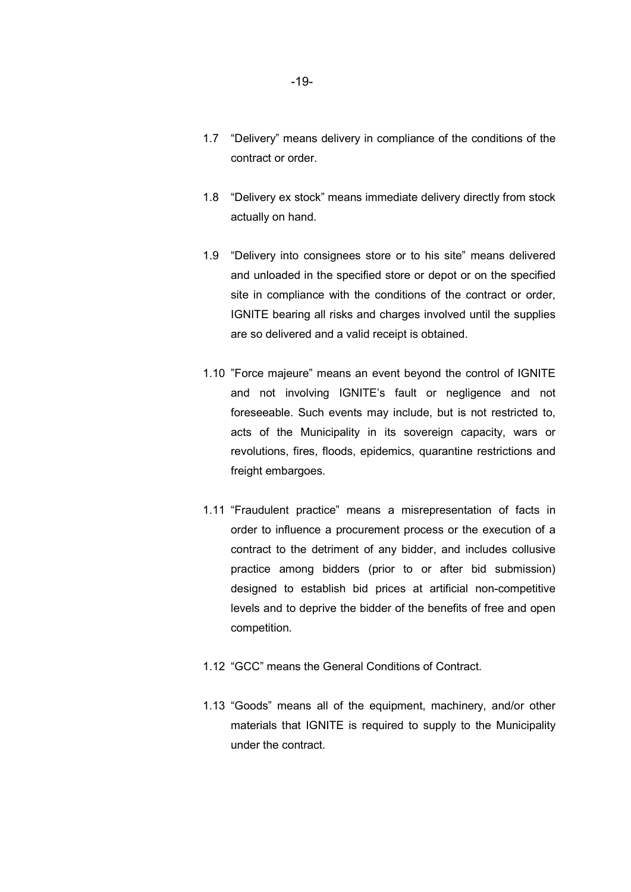1.7 “Delivery” means delivery in compliance of the conditions of the contract or order.

1.8 “Delivery ex stock” means immediate delivery directly from stock actually on hand.

1.9 “Delivery into consignees store or to his site” means delivered and unloaded in the specified store or depot or on the specified site in compliance with the conditions of the contract or order, IGNITE bearing all risks and charges involved until the supplies are so delivered and a valid receipt is obtained.

1.10 ”Force majeure” means an event beyond the control of IGNITE and not involving IGNITE’s fault or negligence and not foreseeable. Such events may include, but is not restricted to, acts of the Municipality in its sovereign capacity, wars or revolutions, fires, floods, epidemics, quarantine restrictions and freight embargoes.

1.11 “Fraudulent practice” means a misrepresentation of facts in order to influence a procurement process or the execution of a contract to the detriment of any bidder, and includes collusive practice among bidders (prior to or after bid submission) designed to establish bid prices at artificial non-competitive levels and to deprive the bidder of the benefits of free and open competition.

1.12 “GCC” means the General Conditions of Contract.

1.13 “Goods” means all of the equipment, machinery, and/or other materials that IGNITE is required to supply to the Municipality under the contract.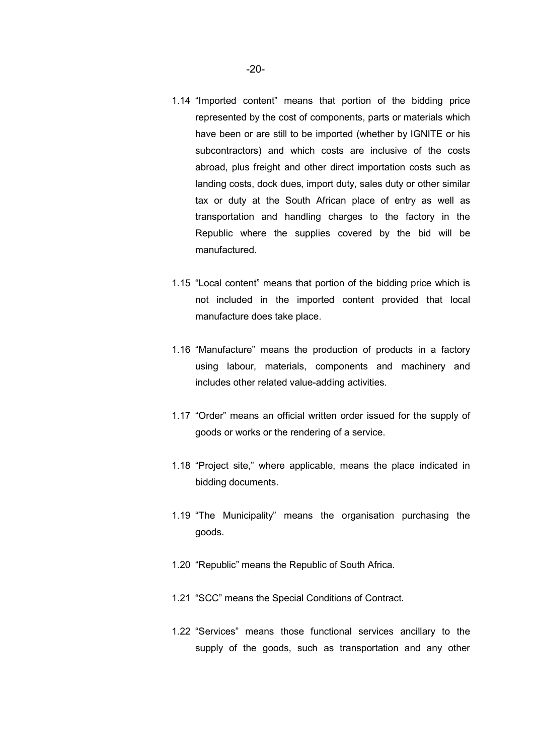1.14 "Imported content" means that portion of the bidding price represented by the cost of components, parts or materials which have been or are still to be imported (whether by IGNITE or his subcontractors) and which costs are inclusive of the costs abroad, plus freight and other direct importation costs such as landing costs, dock dues, import duty, sales duty or other similar tax or duty at the South African place of entry as well as transportation and handling charges to the factory in the Republic where the supplies covered by the bid will be manufactured.

1.15 "Local content" means that portion of the bidding price which is not included in the imported content provided that local manufacture does take place.

1.16 "Manufacture" means the production of products in a factory using labour, materials, components and machinery and includes other related value-adding activities.

1.17 "Order" means an official written order issued for the supply of goods or works or the rendering of a service.

1.18 "Project site," where applicable, means the place indicated in bidding documents.

1.19 "The Municipality" means the organisation purchasing the goods.

1.20 "Republic" means the Republic of South Africa.

1.21 "SCC" means the Special Conditions of Contract.

1.22 "Services" means those functional services ancillary to the supply of the goods, such as transportation and any other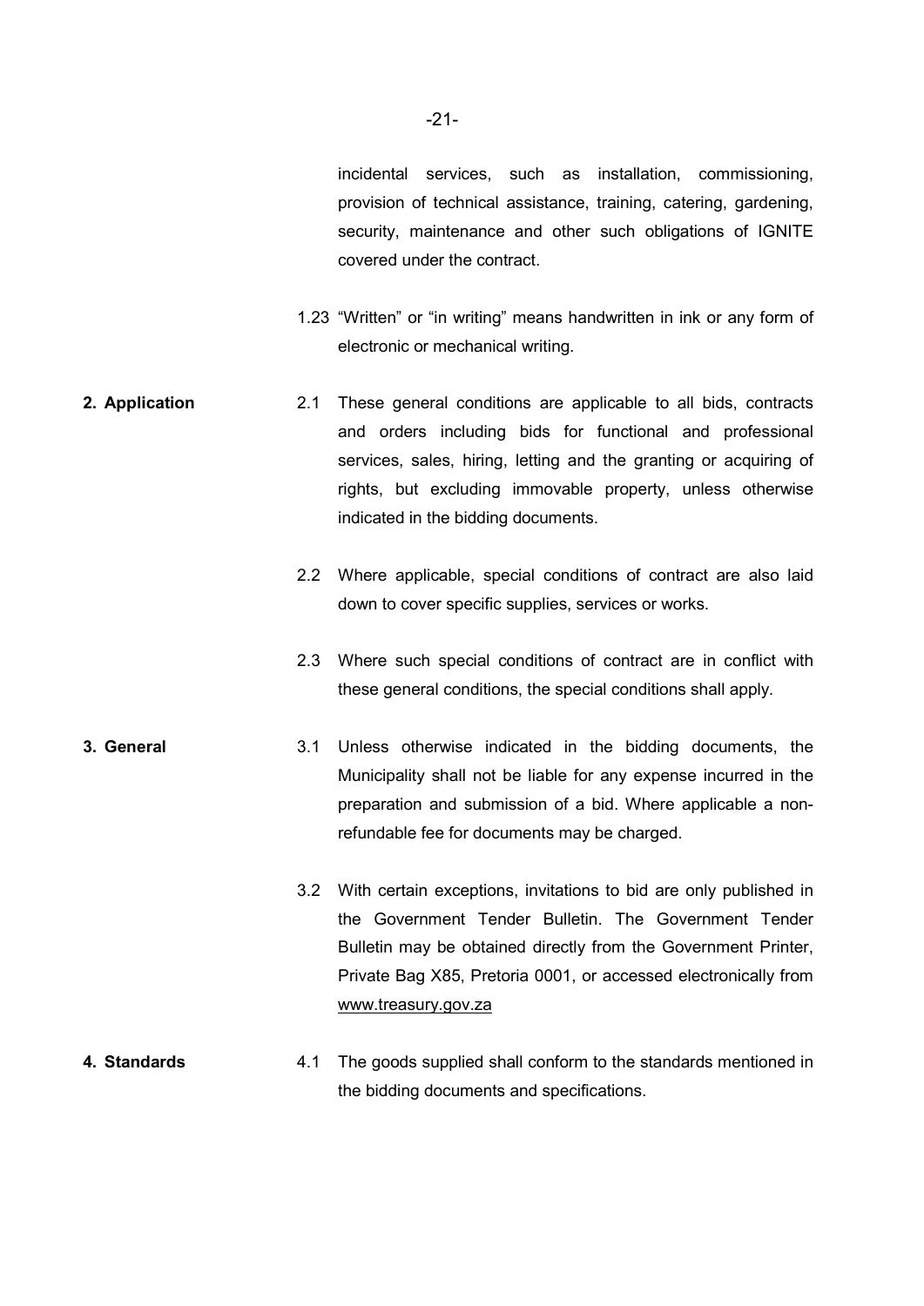incidental services, such as installation, commissioning, provision of technical assistance, training, catering, gardening, security, maintenance and other such obligations of IGNITE covered under the contract.

1.23 "Written" or "in writing" means handwritten in ink or any form of electronic or mechanical writing.

**2. Application**

2.1 These general conditions are applicable to all bids, contracts and orders including bids for functional and professional services, sales, hiring, letting and the granting or acquiring of rights, but excluding immovable property, unless otherwise indicated in the bidding documents.

2.2 Where applicable, special conditions of contract are also laid down to cover specific supplies, services or works.

2.3 Where such special conditions of contract are in conflict with these general conditions, the special conditions shall apply.

**3. General**

3.1 Unless otherwise indicated in the bidding documents, the Municipality shall not be liable for any expense incurred in the preparation and submission of a bid. Where applicable a non-refundable fee for documents may be charged.

3.2 With certain exceptions, invitations to bid are only published in the Government Tender Bulletin. The Government Tender Bulletin may be obtained directly from the Government Printer, Private Bag X85, Pretoria 0001, or accessed electronically from www.treasury.gov.za

**4. Standards**

4.1 The goods supplied shall conform to the standards mentioned in the bidding documents and specifications.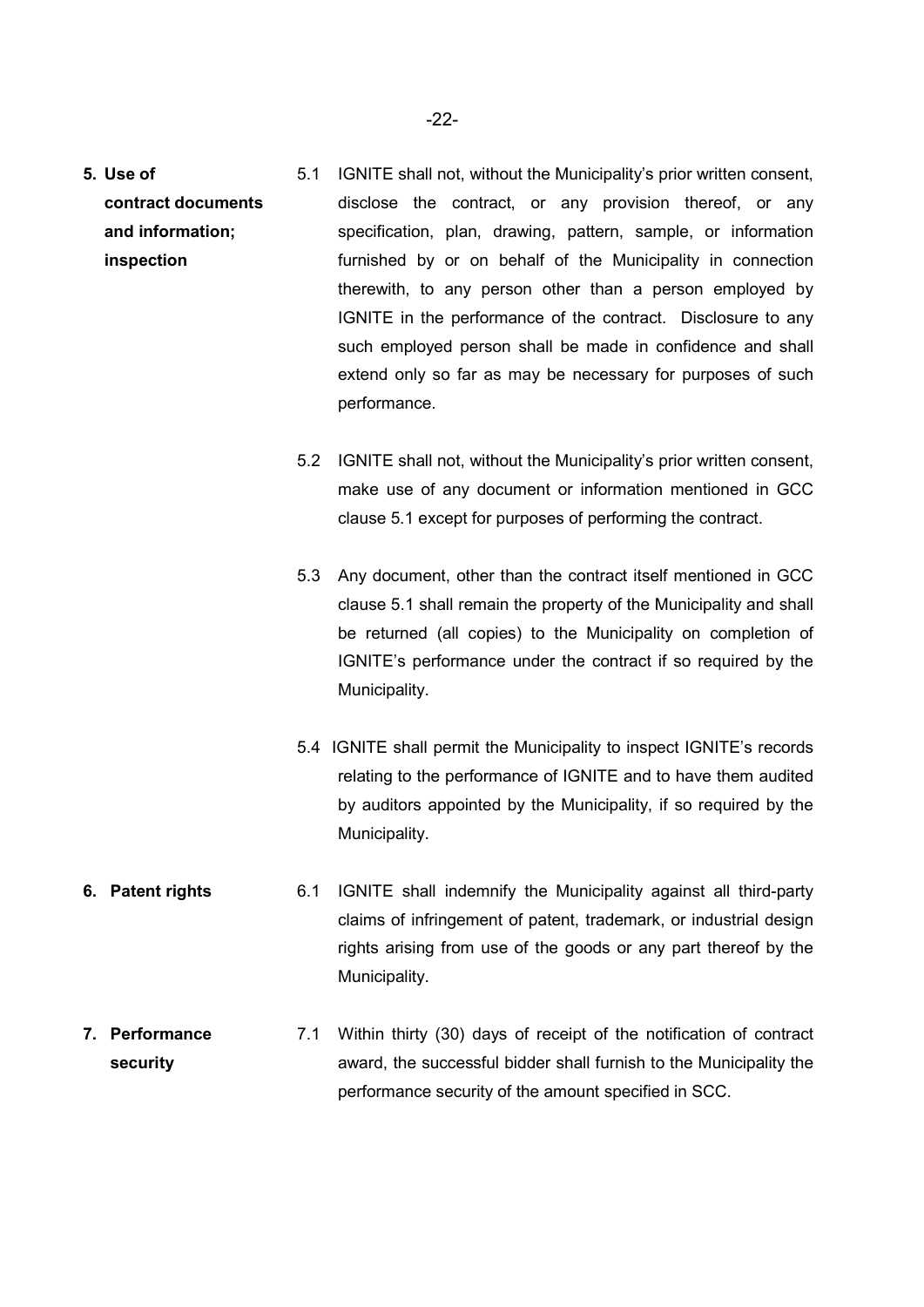**5. Use of contract documents and information; inspection**

5.1 IGNITE shall not, without the Municipality's prior written consent, disclose the contract, or any provision thereof, or any specification, plan, drawing, pattern, sample, or information furnished by or on behalf of the Municipality in connection therewith, to any person other than a person employed by IGNITE in the performance of the contract. Disclosure to any such employed person shall be made in confidence and shall extend only so far as may be necessary for purposes of such performance.

5.2 IGNITE shall not, without the Municipality's prior written consent, make use of any document or information mentioned in GCC clause 5.1 except for purposes of performing the contract.

5.3 Any document, other than the contract itself mentioned in GCC clause 5.1 shall remain the property of the Municipality and shall be returned (all copies) to the Municipality on completion of IGNITE's performance under the contract if so required by the Municipality.

5.4 IGNITE shall permit the Municipality to inspect IGNITE's records relating to the performance of IGNITE and to have them audited by auditors appointed by the Municipality, if so required by the Municipality.

**6. Patent rights**

6.1 IGNITE shall indemnify the Municipality against all third-party claims of infringement of patent, trademark, or industrial design rights arising from use of the goods or any part thereof by the Municipality.

**7. Performance security**

7.1 Within thirty (30) days of receipt of the notification of contract award, the successful bidder shall furnish to the Municipality the performance security of the amount specified in SCC.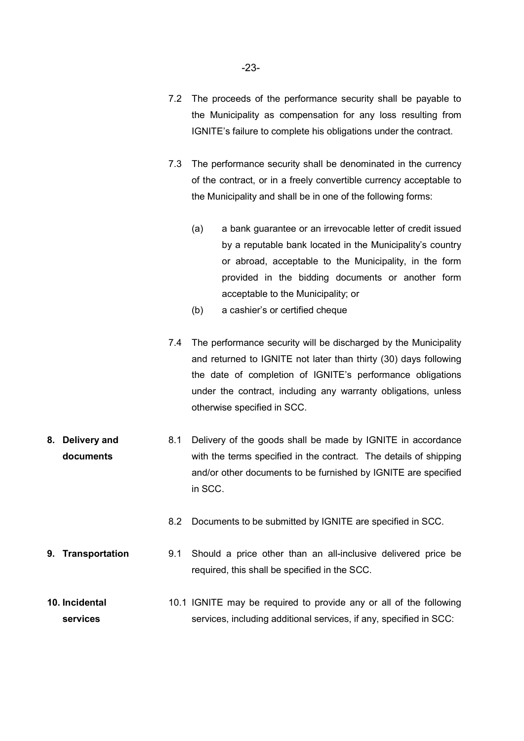7.2 The proceeds of the performance security shall be payable to the Municipality as compensation for any loss resulting from IGNITE's failure to complete his obligations under the contract.

7.3 The performance security shall be denominated in the currency of the contract, or in a freely convertible currency acceptable to the Municipality and shall be in one of the following forms:

(a) a bank guarantee or an irrevocable letter of credit issued by a reputable bank located in the Municipality's country or abroad, acceptable to the Municipality, in the form provided in the bidding documents or another form acceptable to the Municipality; or

(b) a cashier's or certified cheque

7.4 The performance security will be discharged by the Municipality and returned to IGNITE not later than thirty (30) days following the date of completion of IGNITE's performance obligations under the contract, including any warranty obligations, unless otherwise specified in SCC.

**8. Delivery and documents**

8.1 Delivery of the goods shall be made by IGNITE in accordance with the terms specified in the contract. The details of shipping and/or other documents to be furnished by IGNITE are specified in SCC.

8.2 Documents to be submitted by IGNITE are specified in SCC.

**9. Transportation**

9.1 Should a price other than an all-inclusive delivered price be required, this shall be specified in the SCC.

**10. Incidental services**

10.1 IGNITE may be required to provide any or all of the following services, including additional services, if any, specified in SCC: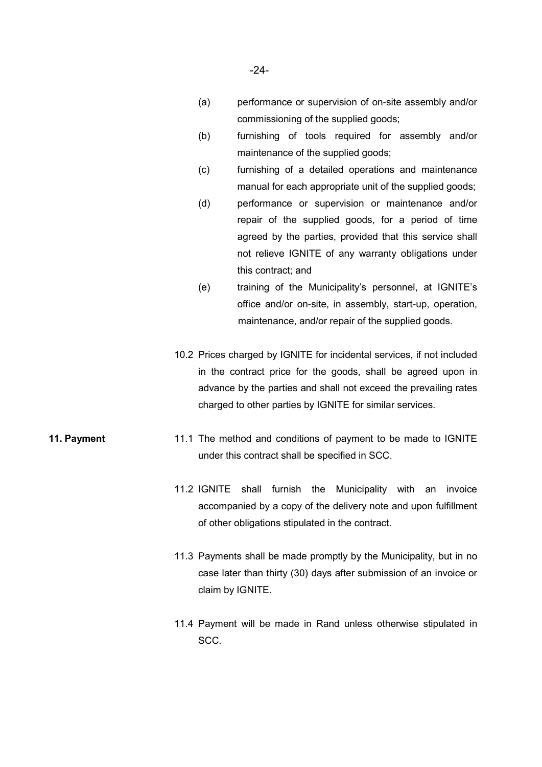(a) performance or supervision of on-site assembly and/or commissioning of the supplied goods;

(b) furnishing of tools required for assembly and/or maintenance of the supplied goods;

(c) furnishing of a detailed operations and maintenance manual for each appropriate unit of the supplied goods;

(d) performance or supervision or maintenance and/or repair of the supplied goods, for a period of time agreed by the parties, provided that this service shall not relieve IGNITE of any warranty obligations under this contract; and

(e) training of the Municipality's personnel, at IGNITE's office and/or on-site, in assembly, start-up, operation, maintenance, and/or repair of the supplied goods.

10.2 Prices charged by IGNITE for incidental services, if not included in the contract price for the goods, shall be agreed upon in advance by the parties and shall not exceed the prevailing rates charged to other parties by IGNITE for similar services.

**11. Payment**

11.1 The method and conditions of payment to be made to IGNITE under this contract shall be specified in SCC.

11.2 IGNITE shall furnish the Municipality with an invoice accompanied by a copy of the delivery note and upon fulfillment of other obligations stipulated in the contract.

11.3 Payments shall be made promptly by the Municipality, but in no case later than thirty (30) days after submission of an invoice or claim by IGNITE.

11.4 Payment will be made in Rand unless otherwise stipulated in SCC.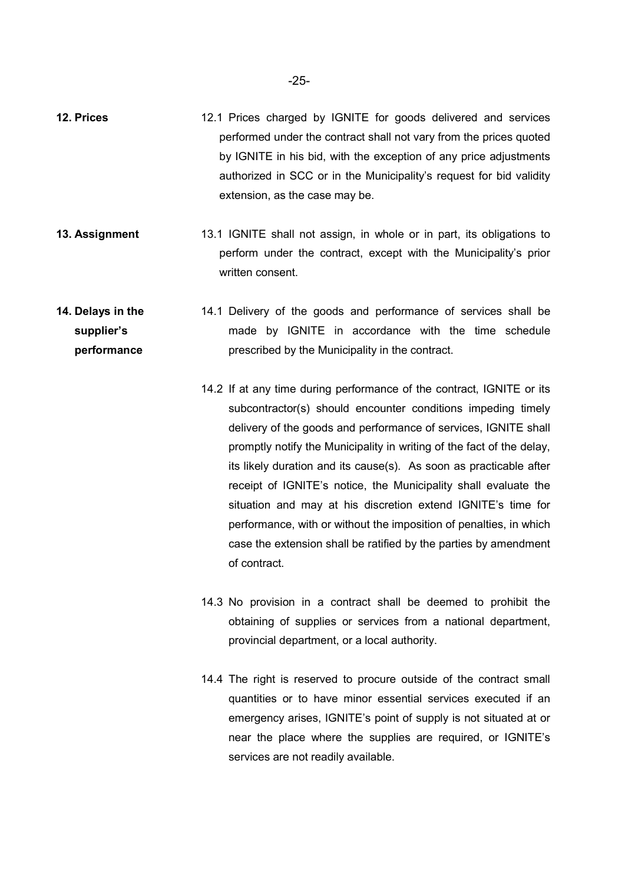**12. Prices**

12.1 Prices charged by IGNITE for goods delivered and services performed under the contract shall not vary from the prices quoted by IGNITE in his bid, with the exception of any price adjustments authorized in SCC or in the Municipality's request for bid validity extension, as the case may be.

**13. Assignment**

13.1 IGNITE shall not assign, in whole or in part, its obligations to perform under the contract, except with the Municipality's prior written consent.

**14. Delays in the supplier's performance**

14.1 Delivery of the goods and performance of services shall be made by IGNITE in accordance with the time schedule prescribed by the Municipality in the contract.

14.2 If at any time during performance of the contract, IGNITE or its subcontractor(s) should encounter conditions impeding timely delivery of the goods and performance of services, IGNITE shall promptly notify the Municipality in writing of the fact of the delay, its likely duration and its cause(s). As soon as practicable after receipt of IGNITE's notice, the Municipality shall evaluate the situation and may at his discretion extend IGNITE's time for performance, with or without the imposition of penalties, in which case the extension shall be ratified by the parties by amendment of contract.

14.3 No provision in a contract shall be deemed to prohibit the obtaining of supplies or services from a national department, provincial department, or a local authority.

14.4 The right is reserved to procure outside of the contract small quantities or to have minor essential services executed if an emergency arises, IGNITE's point of supply is not situated at or near the place where the supplies are required, or IGNITE's services are not readily available.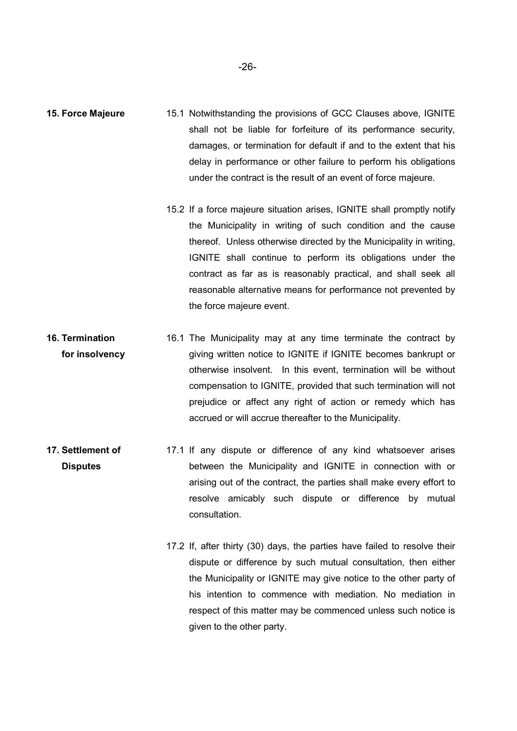**15. Force Majeure**

15.1 Notwithstanding the provisions of GCC Clauses above, IGNITE shall not be liable for forfeiture of its performance security, damages, or termination for default if and to the extent that his delay in performance or other failure to perform his obligations under the contract is the result of an event of force majeure.

15.2 If a force majeure situation arises, IGNITE shall promptly notify the Municipality in writing of such condition and the cause thereof. Unless otherwise directed by the Municipality in writing, IGNITE shall continue to perform its obligations under the contract as far as is reasonably practical, and shall seek all reasonable alternative means for performance not prevented by the force majeure event.

**16. Termination for insolvency**

16.1 The Municipality may at any time terminate the contract by giving written notice to IGNITE if IGNITE becomes bankrupt or otherwise insolvent. In this event, termination will be without compensation to IGNITE, provided that such termination will not prejudice or affect any right of action or remedy which has accrued or will accrue thereafter to the Municipality.

**17. Settlement of Disputes**

17.1 If any dispute or difference of any kind whatsoever arises between the Municipality and IGNITE in connection with or arising out of the contract, the parties shall make every effort to resolve amicably such dispute or difference by mutual consultation.

17.2 If, after thirty (30) days, the parties have failed to resolve their dispute or difference by such mutual consultation, then either the Municipality or IGNITE may give notice to the other party of his intention to commence with mediation. No mediation in respect of this matter may be commenced unless such notice is given to the other party.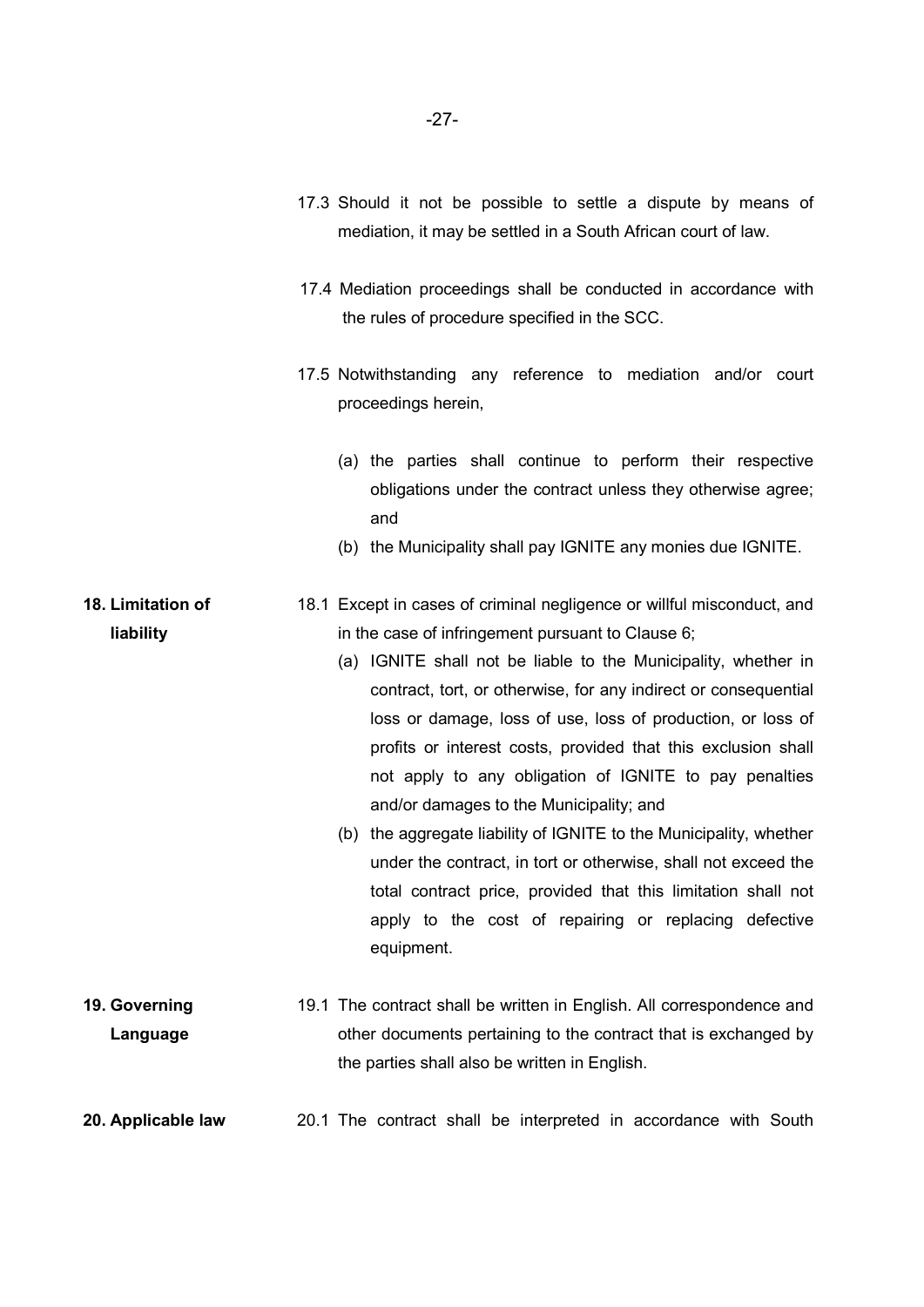17.3 Should it not be possible to settle a dispute by means of mediation, it may be settled in a South African court of law.

17.4 Mediation proceedings shall be conducted in accordance with the rules of procedure specified in the SCC.

17.5 Notwithstanding any reference to mediation and/or court proceedings herein,

(a) the parties shall continue to perform their respective obligations under the contract unless they otherwise agree; and
(b) the Municipality shall pay IGNITE any monies due IGNITE.

**18. Limitation of liability**

18.1 Except in cases of criminal negligence or willful misconduct, and in the case of infringement pursuant to Clause 6;

(a) IGNITE shall not be liable to the Municipality, whether in contract, tort, or otherwise, for any indirect or consequential loss or damage, loss of use, loss of production, or loss of profits or interest costs, provided that this exclusion shall not apply to any obligation of IGNITE to pay penalties and/or damages to the Municipality; and
(b) the aggregate liability of IGNITE to the Municipality, whether under the contract, in tort or otherwise, shall not exceed the total contract price, provided that this limitation shall not apply to the cost of repairing or replacing defective equipment.

**19. Governing Language**

19.1 The contract shall be written in English. All correspondence and other documents pertaining to the contract that is exchanged by the parties shall also be written in English.

**20. Applicable law**

20.1 The contract shall be interpreted in accordance with South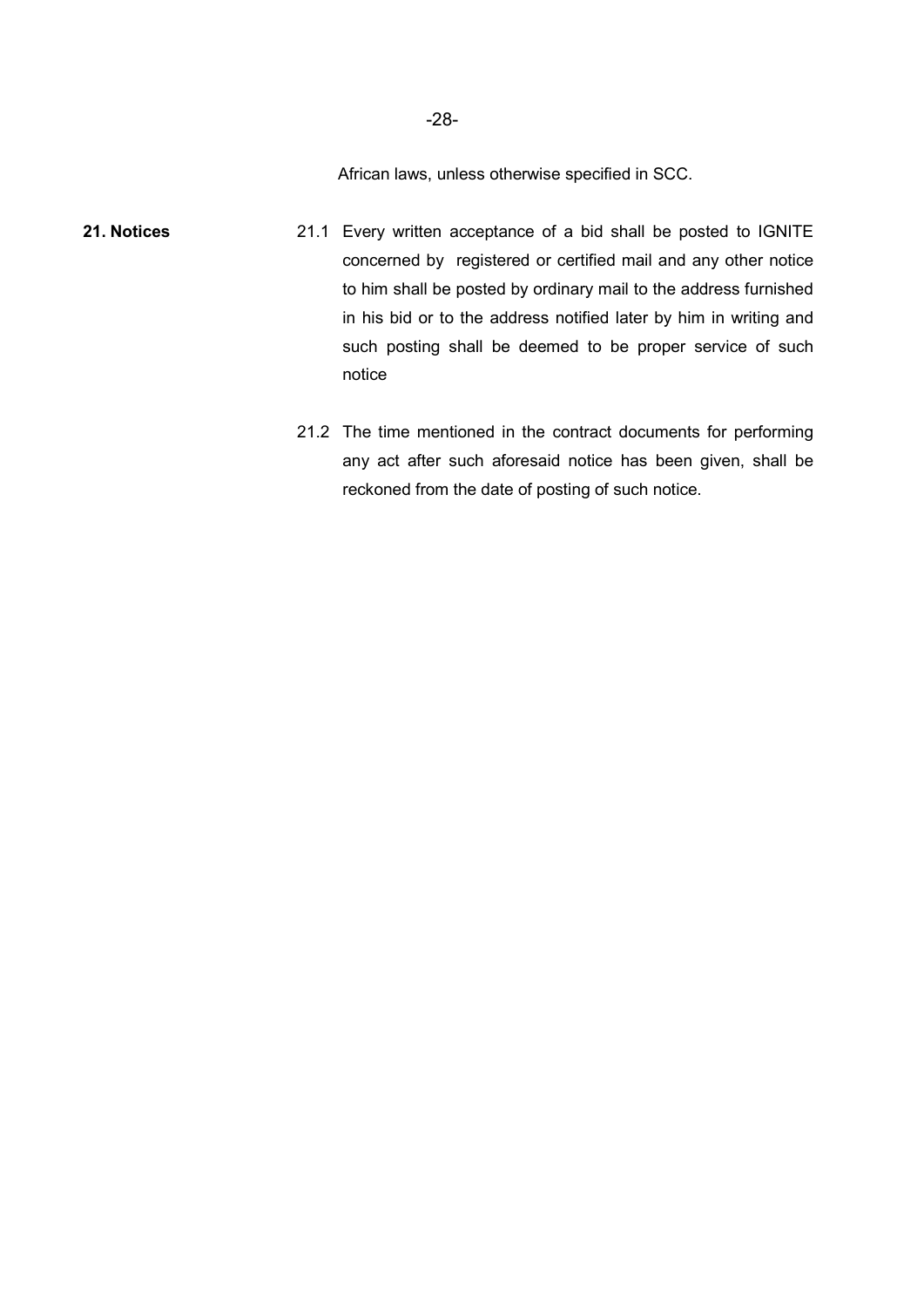African laws, unless otherwise specified in SCC.

**21. Notices**

21.1 Every written acceptance of a bid shall be posted to IGNITE concerned by registered or certified mail and any other notice to him shall be posted by ordinary mail to the address furnished in his bid or to the address notified later by him in writing and such posting shall be deemed to be proper service of such notice

21.2 The time mentioned in the contract documents for performing any act after such aforesaid notice has been given, shall be reckoned from the date of posting of such notice.